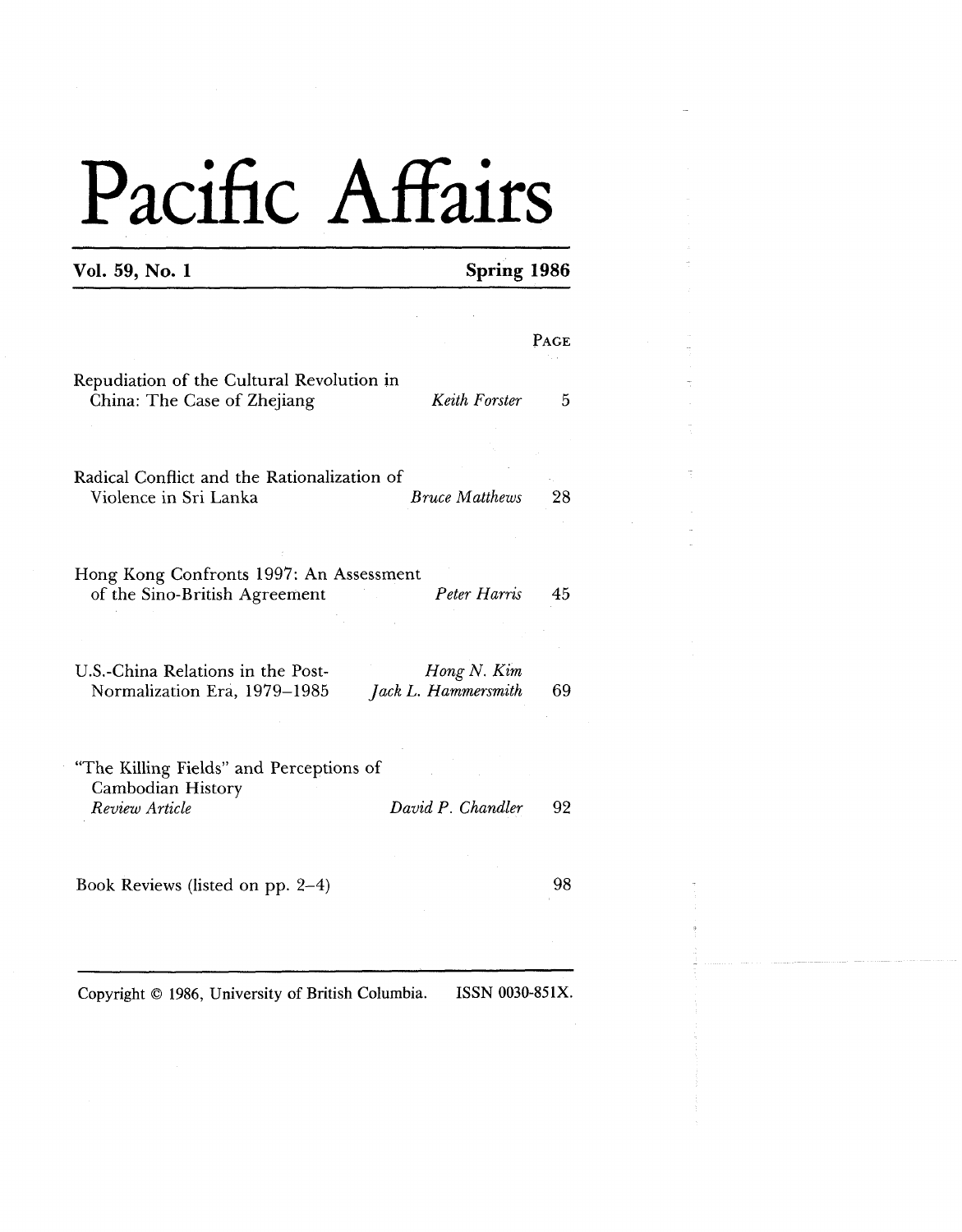# Pacific Affairs

**Vol. 59, No. 1** **Spring 1986**

| | | PAGE |
|---|---|---|
| Repudiation of the Cultural Revolution in China: The Case of Zhejiang | *Keith Forster* | 5 |
| Radical Conflict and the Rationalization of Violence in Sri Lanka | *Bruce Matthews* | 28 |
| Hong Kong Confronts 1997: An Assessment of the Sino-British Agreement | *Peter Harris* | 45 |
| U.S.-China Relations in the Post-Normalization Era, 1979–1985 | *Hong N. Kim*<br>*Jack L. Hammersmith* | 69 |
| "The Killing Fields" and Perceptions of Cambodian History<br>*Review Article* | *David P. Chandler* | 92 |
| Book Reviews (listed on pp. 2–4) | | 98 |

Copyright © 1986, University of British Columbia. ISSN 0030-851X.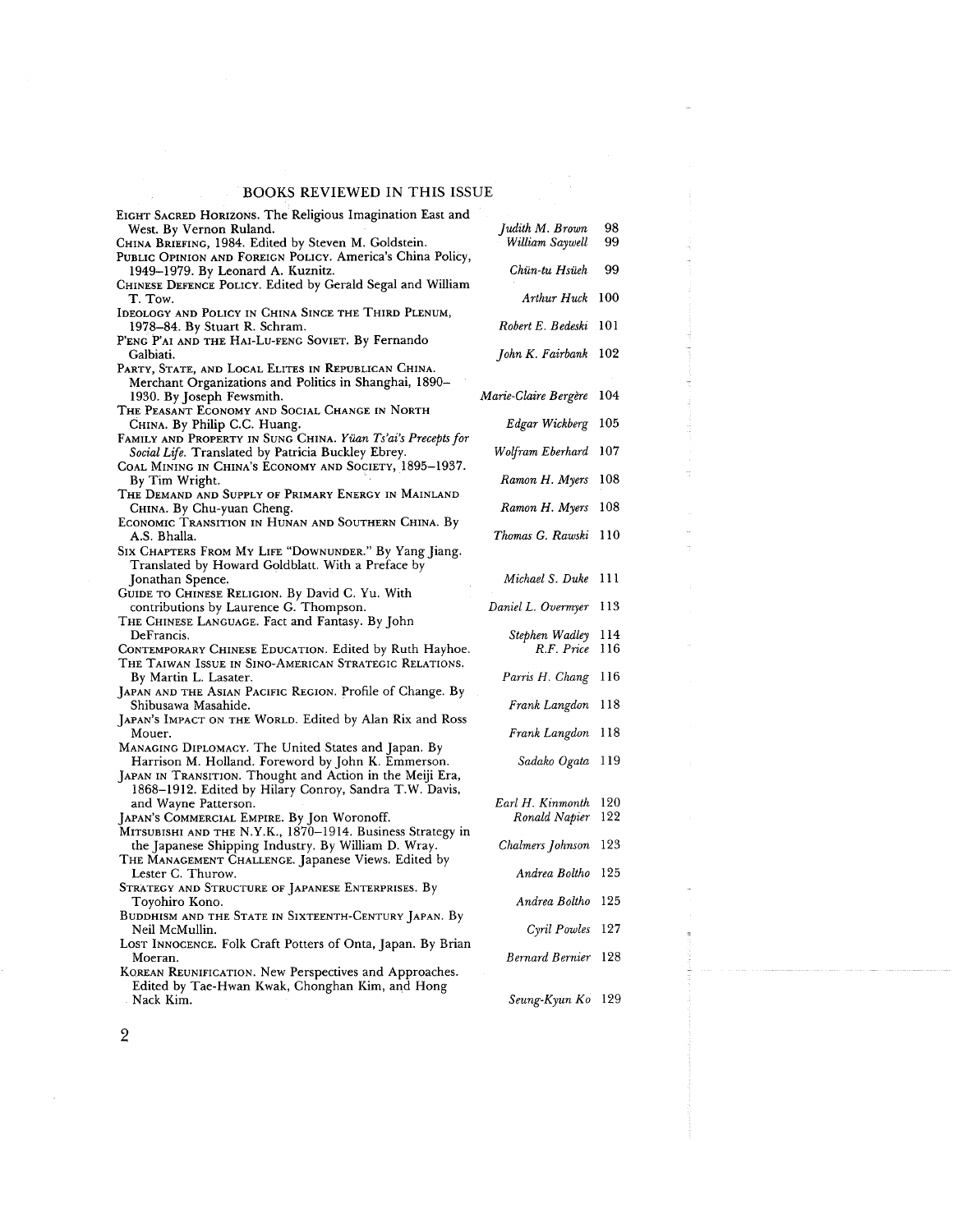## BOOKS REVIEWED IN THIS ISSUE

| Book | Reviewer | Page |
|---|---|---|
| EIGHT SACRED HORIZONS. The Religious Imagination East and West. By Vernon Ruland. | *Judith M. Brown* | 98 |
| CHINA BRIEFING, 1984. Edited by Steven M. Goldstein. | *William Saywell* | 99 |
| PUBLIC OPINION AND FOREIGN POLICY. America's China Policy, 1949–1979. By Leonard A. Kuznitz. | *Chün-tu Hsüeh* | 99 |
| CHINESE DEFENCE POLICY. Edited by Gerald Segal and William T. Tow. | *Arthur Huck* | 100 |
| IDEOLOGY AND POLICY IN CHINA SINCE THE THIRD PLENUM, 1978–84. By Stuart R. Schram. | *Robert E. Bedeski* | 101 |
| P'ENG P'AI AND THE HAI-LU-FENG SOVIET. By Fernando Galbiati. | *John K. Fairbank* | 102 |
| PARTY, STATE, AND LOCAL ELITES IN REPUBLICAN CHINA. Merchant Organizations and Politics in Shanghai, 1890–1930. By Joseph Fewsmith. | *Marie-Claire Bergère* | 104 |
| THE PEASANT ECONOMY AND SOCIAL CHANGE IN NORTH CHINA. By Philip C.C. Huang. | *Edgar Wickberg* | 105 |
| FAMILY AND PROPERTY IN SUNG CHINA. *Yüan Ts'ai's Precepts for Social Life.* Translated by Patricia Buckley Ebrey. | *Wolfram Eberhard* | 107 |
| COAL MINING IN CHINA'S ECONOMY AND SOCIETY, 1895–1937. By Tim Wright. | *Ramon H. Myers* | 108 |
| THE DEMAND AND SUPPLY OF PRIMARY ENERGY IN MAINLAND CHINA. By Chu-yuan Cheng. | *Ramon H. Myers* | 108 |
| ECONOMIC TRANSITION IN HUNAN AND SOUTHERN CHINA. By A.S. Bhalla. | *Thomas G. Rawski* | 110 |
| SIX CHAPTERS FROM MY LIFE "DOWNUNDER." By Yang Jiang. Translated by Howard Goldblatt. With a Preface by Jonathan Spence. | *Michael S. Duke* | 111 |
| GUIDE TO CHINESE RELIGION. By David C. Yu. With contributions by Laurence G. Thompson. | *Daniel L. Overmyer* | 113 |
| THE CHINESE LANGUAGE. Fact and Fantasy. By John DeFrancis. | *Stephen Wadley* | 114 |
| CONTEMPORARY CHINESE EDUCATION. Edited by Ruth Hayhoe. | *R.F. Price* | 116 |
| THE TAIWAN ISSUE IN SINO-AMERICAN STRATEGIC RELATIONS. By Martin L. Lasater. | *Parris H. Chang* | 116 |
| JAPAN AND THE ASIAN PACIFIC REGION. Profile of Change. By Shibusawa Masahide. | *Frank Langdon* | 118 |
| JAPAN'S IMPACT ON THE WORLD. Edited by Alan Rix and Ross Mouer. | *Frank Langdon* | 118 |
| MANAGING DIPLOMACY. The United States and Japan. By Harrison M. Holland. Foreword by John K. Emmerson. | *Sadako Ogata* | 119 |
| JAPAN IN TRANSITION. Thought and Action in the Meiji Era, 1868–1912. Edited by Hilary Conroy, Sandra T.W. Davis, and Wayne Patterson. | *Earl H. Kinmonth* | 120 |
| JAPAN'S COMMERCIAL EMPIRE. By Jon Woronoff. | *Ronald Napier* | 122 |
| MITSUBISHI AND THE N.Y.K., 1870–1914. Business Strategy in the Japanese Shipping Industry. By William D. Wray. | *Chalmers Johnson* | 123 |
| THE MANAGEMENT CHALLENGE. Japanese Views. Edited by Lester C. Thurow. | *Andrea Boltho* | 125 |
| STRATEGY AND STRUCTURE OF JAPANESE ENTERPRISES. By Toyohiro Kono. | *Andrea Boltho* | 125 |
| BUDDHISM AND THE STATE IN SIXTEENTH-CENTURY JAPAN. By Neil McMullin. | *Cyril Powles* | 127 |
| LOST INNOCENCE. Folk Craft Potters of Onta, Japan. By Brian Moeran. | *Bernard Bernier* | 128 |
| KOREAN REUNIFICATION. New Perspectives and Approaches. Edited by Tae-Hwan Kwak, Chonghan Kim, and Hong Nack Kim. | *Seung-Kyun Ko* | 129 |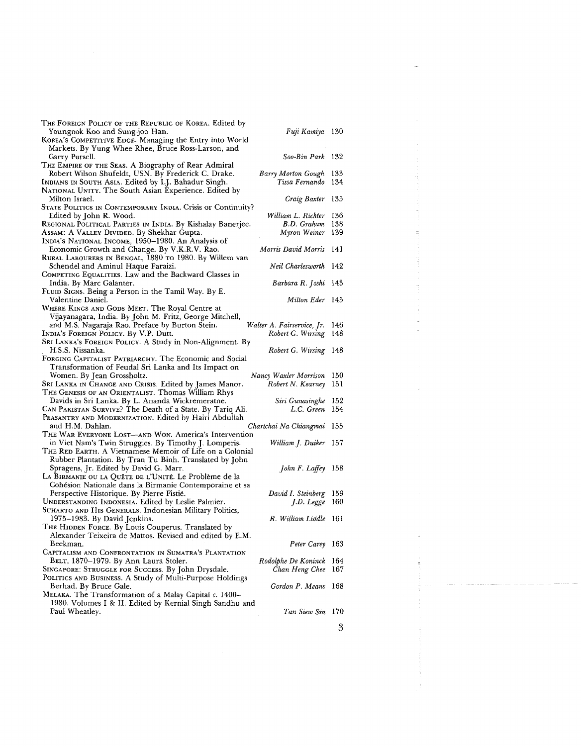| | | |
|---|---|---|
| The Foreign Policy of the Republic of Korea. Edited by Youngnok Koo and Sung-joo Han. | *Fuji Kamiya* | 130 |
| Korea's Competitive Edge. Managing the Entry into World Markets. By Yung Whee Rhee, Bruce Ross-Larson, and Garry Pursell. | *Soo-Bin Park* | 132 |
| The Empire of the Seas. A Biography of Rear Admiral Robert Wilson Shufeldt, USN. By Frederick C. Drake. | *Barry Morton Gough* | 133 |
| Indians in South Asia. Edited by I.J. Bahadur Singh. | *Tissa Fernando* | 134 |
| National Unity. The South Asian Experience. Edited by Milton Israel. | *Craig Baxter* | 135 |
| State Politics in Contemporary India. Crisis or Continuity? Edited by John R. Wood. | *William L. Richter* | 136 |
| Regional Political Parties in India. By Kishalay Banerjee. | *B.D. Graham* | 138 |
| Assam: A Valley Divided. By Shekhar Gupta. | *Myron Weiner* | 139 |
| India's National Income, 1950–1980. An Analysis of Economic Growth and Change. By V.K.R.V. Rao. | *Morris David Morris* | 141 |
| Rural Labourers in Bengal, 1880 to 1980. By Willem van Schendel and Aminul Haque Faraizi. | *Neil Charlesworth* | 142 |
| Competing Equalities. Law and the Backward Classes in India. By Marc Galanter. | *Barbara R. Joshi* | 143 |
| Fluid Signs. Being a Person in the Tamil Way. By E. Valentine Daniel. | *Milton Eder* | 145 |
| Where Kings and Gods Meet. The Royal Centre at Vijayanagara, India. By John M. Fritz, George Mitchell, and M.S. Nagaraja Rao. Preface by Burton Stein. | *Walter A. Fairservice, Jr.* | 146 |
| India's Foreign Policy. By V.P. Dutt. | *Robert G. Wirsing* | 148 |
| Sri Lanka's Foreign Policy. A Study in Non-Alignment. By H.S.S. Nissanka. | *Robert G. Wirsing* | 148 |
| Forging Capitalist Patriarchy. The Economic and Social Transformation of Feudal Sri Lanka and Its Impact on Women. By Jean Grossholtz. | *Nancy Waxler Morrison* | 150 |
| Sri Lanka in Change and Crisis. Edited by James Manor. | *Robert N. Kearney* | 151 |
| The Genesis of an Orientalist. Thomas William Rhys Davids in Sri Lanka. By L. Ananda Wickremeratne. | *Siri Gunasinghe* | 152 |
| Can Pakistan Survive? The Death of a State. By Tariq Ali. | *L.C. Green* | 154 |
| Peasantry and Modernization. Edited by Hairi Abdullah and H.M. Dahlan. | *Chartchai Na Chiangmai* | 155 |
| The War Everyone Lost—and Won. America's Intervention in Viet Nam's Twin Struggles. By Timothy J. Lomperis. | *William J. Duiker* | 157 |
| The Red Earth. A Vietnamese Memoir of Life on a Colonial Rubber Plantation. By Tran Tu Binh. Translated by John Spragens, Jr. Edited by David G. Marr. | *John F. Laffey* | 158 |
| La Birmanie ou la Quête de l'Unité. Le Problème de la Cohésion Nationale dans la Birmanie Contemporaine et sa Perspective Historique. By Pierre Fistié. | *David I. Steinberg* | 159 |
| Understanding Indonesia. Edited by Leslie Palmier. | *J.D. Legge* | 160 |
| Suharto and His Generals. Indonesian Military Politics, 1975–1983. By David Jenkins. | *R. William Liddle* | 161 |
| The Hidden Force. By Louis Couperus. Translated by Alexander Teixeira de Mattos. Revised and edited by E.M. Beekman. | *Peter Carey* | 163 |
| Capitalism and Confrontation in Sumatra's Plantation Belt, 1870–1979. By Ann Laura Stoler. | *Rodolphe De Koninck* | 164 |
| Singapore: Struggle for Success. By John Drysdale. | *Chan Heng Chee* | 167 |
| Politics and Business. A Study of Multi-Purpose Holdings Berhad. By Bruce Gale. | *Gordon P. Means* | 168 |
| Melaka. The Transformation of a Malay Capital *c.* 1400–1980. Volumes I & II. Edited by Kernial Singh Sandhu and Paul Wheatley. | *Tan Siew Sin* | 170 |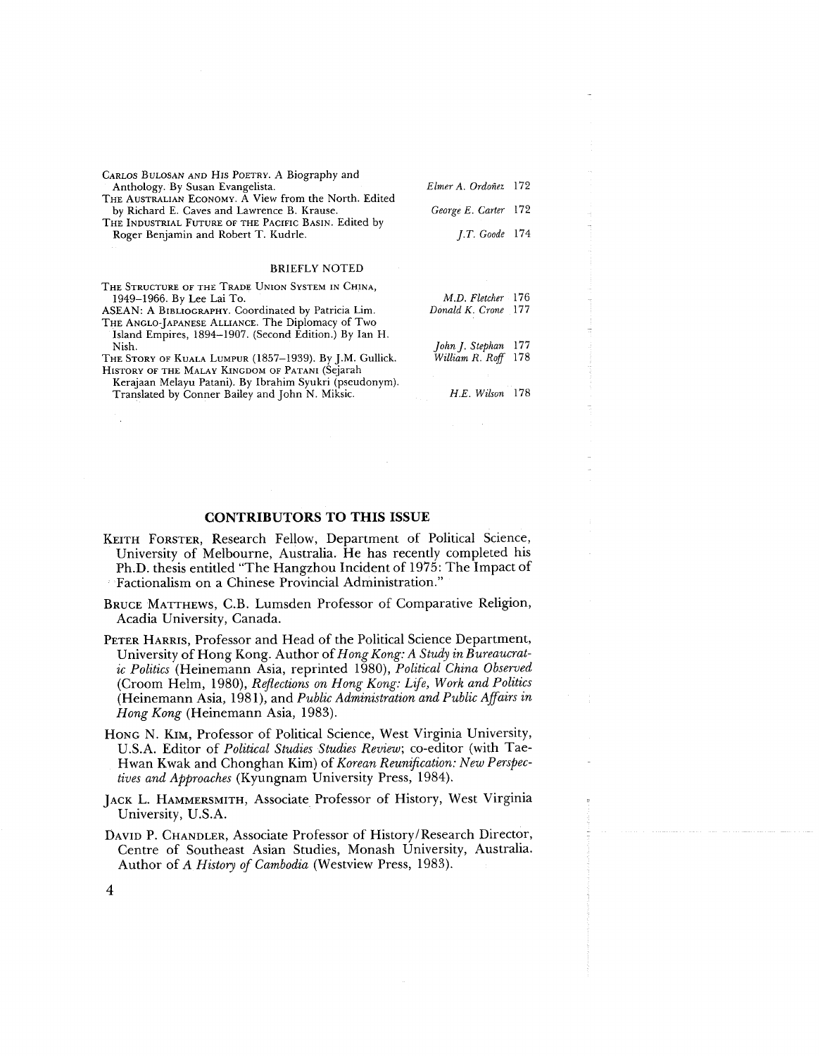| | | |
|---|---|---|
| CARLOS BULOSAN AND HIS POETRY. A Biography and Anthology. By Susan Evangelista. | *Elmer A. Ordoñez* | 172 |
| THE AUSTRALIAN ECONOMY. A View from the North. Edited by Richard E. Caves and Lawrence B. Krause. | *George E. Carter* | 172 |
| THE INDUSTRIAL FUTURE OF THE PACIFIC BASIN. Edited by Roger Benjamin and Robert T. Kudrle. | *J.T. Goode* | 174 |

BRIEFLY NOTED

| | | |
|---|---|---|
| THE STRUCTURE OF THE TRADE UNION SYSTEM IN CHINA, 1949–1966. By Lee Lai To. | *M.D. Fletcher* | 176 |
| ASEAN: A BIBLIOGRAPHY. Coordinated by Patricia Lim. | *Donald K. Crone* | 177 |
| THE ANGLO-JAPANESE ALLIANCE. The Diplomacy of Two Island Empires, 1894–1907. (Second Edition.) By Ian H. Nish. | *John J. Stephan* | 177 |
| THE STORY OF KUALA LUMPUR (1857–1939). By J.M. Gullick. | *William R. Roff* | 178 |
| HISTORY OF THE MALAY KINGDOM OF PATANI (Sejarah Kerajaan Melayu Patani). By Ibrahim Syukri (pseudonym). Translated by Conner Bailey and John N. Miksic. | *H.E. Wilson* | 178 |

## CONTRIBUTORS TO THIS ISSUE

KEITH FORSTER, Research Fellow, Department of Political Science, University of Melbourne, Australia. He has recently completed his Ph.D. thesis entitled "The Hangzhou Incident of 1975: The Impact of Factionalism on a Chinese Provincial Administration."

BRUCE MATTHEWS, C.B. Lumsden Professor of Comparative Religion, Acadia University, Canada.

PETER HARRIS, Professor and Head of the Political Science Department, University of Hong Kong. Author of *Hong Kong: A Study in Bureaucratic Politics* (Heinemann Asia, reprinted 1980), *Political China Observed* (Croom Helm, 1980), *Reflections on Hong Kong: Life, Work and Politics* (Heinemann Asia, 1981), and *Public Administration and Public Affairs in Hong Kong* (Heinemann Asia, 1983).

HONG N. KIM, Professor of Political Science, West Virginia University, U.S.A. Editor of *Political Studies Studies Review*; co-editor (with Tae-Hwan Kwak and Chonghan Kim) of *Korean Reunification: New Perspectives and Approaches* (Kyungnam University Press, 1984).

JACK L. HAMMERSMITH, Associate Professor of History, West Virginia University, U.S.A.

DAVID P. CHANDLER, Associate Professor of History/Research Director, Centre of Southeast Asian Studies, Monash University, Australia. Author of *A History of Cambodia* (Westview Press, 1983).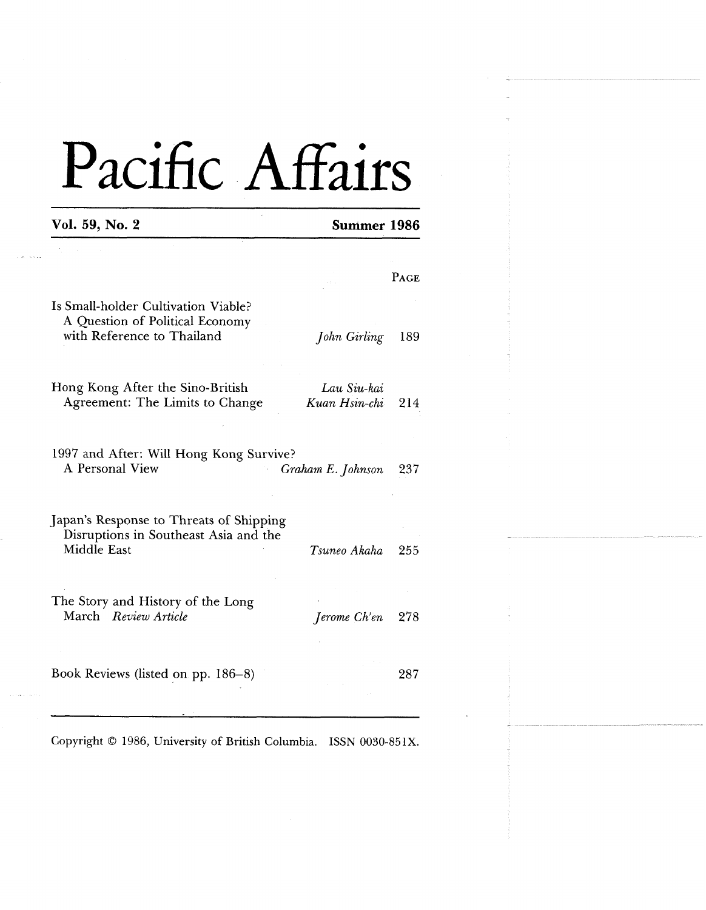# Pacific Affairs

**Vol. 59, No. 2** **Summer 1986**

| | | PAGE |
|---|---|---|
| Is Small-holder Cultivation Viable? A Question of Political Economy with Reference to Thailand | *John Girling* | 189 |
| Hong Kong After the Sino-British Agreement: The Limits to Change | *Lau Siu-kai* *Kuan Hsin-chi* | 214 |
| 1997 and After: Will Hong Kong Survive? A Personal View | *Graham E. Johnson* | 237 |
| Japan's Response to Threats of Shipping Disruptions in Southeast Asia and the Middle East | *Tsuneo Akaha* | 255 |
| The Story and History of the Long March *Review Article* | *Jerome Ch'en* | 278 |
| Book Reviews (listed on pp. 186–8) | | 287 |

Copyright © 1986, University of British Columbia. ISSN 0030-851X.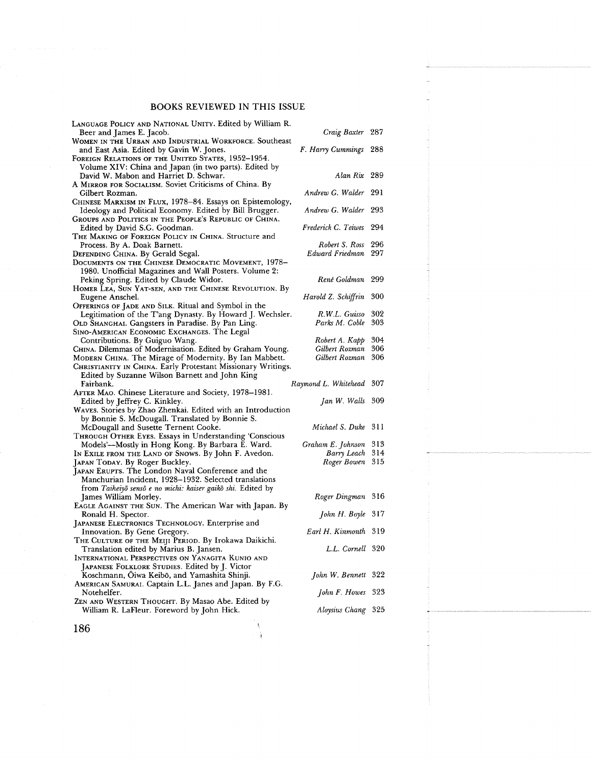## BOOKS REVIEWED IN THIS ISSUE

| Book | Reviewer | Page |
|---|---|---|
| LANGUAGE POLICY AND NATIONAL UNITY. Edited by William R. Beer and James E. Jacob. | *Craig Baxter* | 287 |
| WOMEN IN THE URBAN AND INDUSTRIAL WORKFORCE. Southeast and East Asia. Edited by Gavin W. Jones. | *F. Harry Cummings* | 288 |
| FOREIGN RELATIONS OF THE UNITED STATES, 1952–1954. Volume XIV: China and Japan (in two parts). Edited by David W. Mabon and Harriet D. Schwar. | *Alan Rix* | 289 |
| A MIRROR FOR SOCIALISM. Soviet Criticisms of China. By Gilbert Rozman. | *Andrew G. Walder* | 291 |
| CHINESE MARXISM IN FLUX, 1978–84. Essays on Epistemology, Ideology and Political Economy. Edited by Bill Brugger. | *Andrew G. Walder* | 293 |
| GROUPS AND POLITICS IN THE PEOPLE'S REPUBLIC OF CHINA. Edited by David S.G. Goodman. | *Frederick C. Teiwes* | 294 |
| THE MAKING OF FOREIGN POLICY IN CHINA. Structure and Process. By A. Doak Barnett. | *Robert S. Ross* | 296 |
| DEFENDING CHINA. By Gerald Segal. | *Edward Friedman* | 297 |
| DOCUMENTS ON THE CHINESE DEMOCRATIC MOVEMENT, 1978–1980. Unofficial Magazines and Wall Posters. Volume 2: Peking Spring. Edited by Claude Widor. | *René Goldman* | 299 |
| HOMER LEA, SUN YAT-SEN, AND THE CHINESE REVOLUTION. By Eugene Anschel. | *Harold Z. Schiffrin* | 300 |
| OFFERINGS OF JADE AND SILK. Ritual and Symbol in the Legitimation of the T'ang Dynasty. By Howard J. Wechsler. | *R.W.L. Guisso* | 302 |
| OLD SHANGHAI. Gangsters in Paradise. By Pan Ling. | *Parks M. Coble* | 303 |
| SINO-AMERICAN ECONOMIC EXCHANGES. The Legal Contributions. By Guiguo Wang. | *Robert A. Kapp* | 304 |
| CHINA. Dilemmas of Modernisation. Edited by Graham Young. | *Gilbert Rozman* | 306 |
| MODERN CHINA. The Mirage of Modernity. By Ian Mabbett. | *Gilbert Rozman* | 306 |
| CHRISTIANITY IN CHINA. Early Protestant Missionary Writings. Edited by Suzanne Wilson Barnett and John King Fairbank. | *Raymond L. Whitehead* | 307 |
| AFTER MAO. Chinese Literature and Society, 1978–1981. Edited by Jeffrey C. Kinkley. | *Jan W. Walls* | 309 |
| WAVES. Stories by Zhao Zhenkai. Edited with an Introduction by Bonnie S. McDougall. Translated by Bonnie S. McDougall and Susette Ternent Cooke. | *Michael S. Duke* | 311 |
| THROUGH OTHER EYES. Essays in Understanding 'Conscious Models'—Mostly in Hong Kong. By Barbara E. Ward. | *Graham E. Johnson* | 313 |
| IN EXILE FROM THE LAND OF SNOWS. By John F. Avedon. | *Barry Leach* | 314 |
| JAPAN TODAY. By Roger Buckley. | *Roger Bowen* | 315 |
| JAPAN ERUPTS. The London Naval Conference and the Manchurian Incident, 1928–1932. Selected translations from *Taiheiyō sensō e no michi: kaiser gaikō shi.* Edited by James William Morley. | *Roger Dingman* | 316 |
| EAGLE AGAINST THE SUN. The American War with Japan. By Ronald H. Spector. | *John H. Boyle* | 317 |
| JAPANESE ELECTRONICS TECHNOLOGY. Enterprise and Innovation. By Gene Gregory. | *Earl H. Kinmonth* | 319 |
| THE CULTURE OF THE MEIJI PERIOD. By Irokawa Daikichi. Translation edited by Marius B. Jansen. | *L.L. Cornell* | 320 |
| INTERNATIONAL PERSPECTIVES ON YANAGITA KUNIO AND JAPANESE FOLKLORE STUDIES. Edited by J. Victor Koschmann, Ōiwa Keibō, and Yamashita Shinji. | *John W. Bennett* | 322 |
| AMERICAN SAMURAI. Captain L.L. Janes and Japan. By F.G. Notehelfer. | *John F. Howes* | 323 |
| ZEN AND WESTERN THOUGHT. By Masao Abe. Edited by William R. LaFleur. Foreword by John Hick. | *Aloysius Chang* | 325 |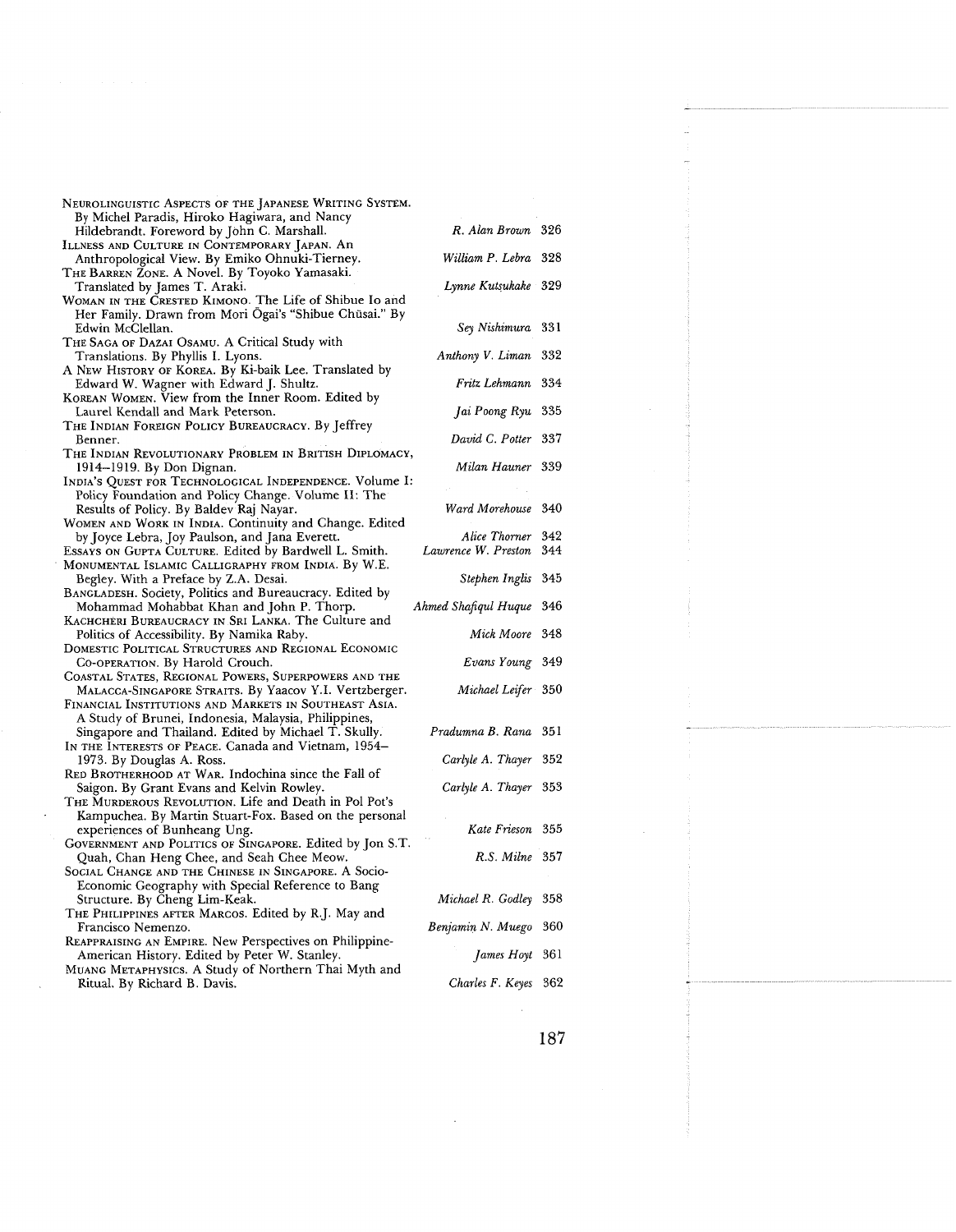| | | |
|---|---|---|
| NEUROLINGUISTIC ASPECTS OF THE JAPANESE WRITING SYSTEM. By Michel Paradis, Hiroko Hagiwara, and Nancy Hildebrandt. Foreword by John C. Marshall. | *R. Alan Brown* | 326 |
| ILLNESS AND CULTURE IN CONTEMPORARY JAPAN. An Anthropological View. By Emiko Ohnuki-Tierney. | *William P. Lebra* | 328 |
| THE BARREN ZONE. A Novel. By Toyoko Yamasaki. Translated by James T. Araki. | *Lynne Kutsukake* | 329 |
| WOMAN IN THE CRESTED KIMONO. The Life of Shibue Io and Her Family. Drawn from Mori Ōgai's "Shibue Chūsai." By Edwin McClellan. | *Sey Nishimura* | 331 |
| THE SAGA OF DAZAI OSAMU. A Critical Study with Translations. By Phyllis I. Lyons. | *Anthony V. Liman* | 332 |
| A NEW HISTORY OF KOREA. By Ki-baik Lee. Translated by Edward W. Wagner with Edward J. Shultz. | *Fritz Lehmann* | 334 |
| KOREAN WOMEN. View from the Inner Room. Edited by Laurel Kendall and Mark Peterson. | *Jai Poong Ryu* | 335 |
| THE INDIAN FOREIGN POLICY BUREAUCRACY. By Jeffrey Benner. | *David C. Potter* | 337 |
| THE INDIAN REVOLUTIONARY PROBLEM IN BRITISH DIPLOMACY, 1914–1919. By Don Dignan. | *Milan Hauner* | 339 |
| INDIA'S QUEST FOR TECHNOLOGICAL INDEPENDENCE. Volume I: Policy Foundation and Policy Change. Volume II: The Results of Policy. By Baldev Raj Nayar. | *Ward Morehouse* | 340 |
| WOMEN AND WORK IN INDIA. Continuity and Change. Edited by Joyce Lebra, Joy Paulson, and Jana Everett. | *Alice Thorner* | 342 |
| ESSAYS ON GUPTA CULTURE. Edited by Bardwell L. Smith. | *Lawrence W. Preston* | 344 |
| MONUMENTAL ISLAMIC CALLIGRAPHY FROM INDIA. By W.E. Begley. With a Preface by Z.A. Desai. | *Stephen Inglis* | 345 |
| BANGLADESH. Society, Politics and Bureaucracy. Edited by Mohammad Mohabbat Khan and John P. Thorp. | *Ahmed Shafiqul Huque* | 346 |
| KACHCHERI BUREAUCRACY IN SRI LANKA. The Culture and Politics of Accessibility. By Namika Raby. | *Mick Moore* | 348 |
| DOMESTIC POLITICAL STRUCTURES AND REGIONAL ECONOMIC CO-OPERATION. By Harold Crouch. | *Evans Young* | 349 |
| COASTAL STATES, REGIONAL POWERS, SUPERPOWERS AND THE MALACCA-SINGAPORE STRAITS. By Yaacov Y.I. Vertzberger. | *Michael Leifer* | 350 |
| FINANCIAL INSTITUTIONS AND MARKETS IN SOUTHEAST ASIA. A Study of Brunei, Indonesia, Malaysia, Philippines, Singapore and Thailand. Edited by Michael T. Skully. | *Pradumna B. Rana* | 351 |
| IN THE INTERESTS OF PEACE. Canada and Vietnam, 1954–1973. By Douglas A. Ross. | *Carlyle A. Thayer* | 352 |
| RED BROTHERHOOD AT WAR. Indochina since the Fall of Saigon. By Grant Evans and Kelvin Rowley. | *Carlyle A. Thayer* | 353 |
| THE MURDEROUS REVOLUTION. Life and Death in Pol Pot's Kampuchea. By Martin Stuart-Fox. Based on the personal experiences of Bunheang Ung. | *Kate Frieson* | 355 |
| GOVERNMENT AND POLITICS OF SINGAPORE. Edited by Jon S.T. Quah, Chan Heng Chee, and Seah Chee Meow. | *R.S. Milne* | 357 |
| SOCIAL CHANGE AND THE CHINESE IN SINGAPORE. A Socio-Economic Geography with Special Reference to Bang Structure. By Cheng Lim-Keak. | *Michael R. Godley* | 358 |
| THE PHILIPPINES AFTER MARCOS. Edited by R.J. May and Francisco Nemenzo. | *Benjamin N. Muego* | 360 |
| REAPPRAISING AN EMPIRE. New Perspectives on Philippine-American History. Edited by Peter W. Stanley. | *James Hoyt* | 361 |
| MUANG METAPHYSICS. A Study of Northern Thai Myth and Ritual. By Richard B. Davis. | *Charles F. Keyes* | 362 |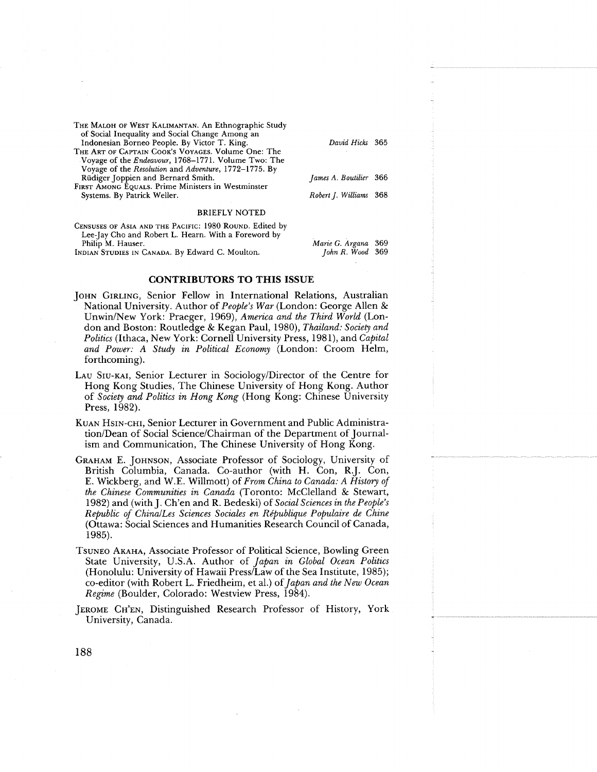| | | |
|---|---|---|
| THE MALOH OF WEST KALIMANTAN. An Ethnographic Study of Social Inequality and Social Change Among an Indonesian Borneo People. By Victor T. King. | *David Hicks* | 365 |
| THE ART OF CAPTAIN COOK'S VOYAGES. Volume One: The Voyage of the *Endeavour*, 1768–1771. Volume Two: The Voyage of the *Resolution* and *Adventure*, 1772–1775. By Rüdiger Joppien and Bernard Smith. | *James A. Boutilier* | 366 |
| FIRST AMONG EQUALS. Prime Ministers in Westminster Systems. By Patrick Weller. | *Robert J. Williams* | 368 |

BRIEFLY NOTED

| | | |
|---|---|---|
| CENSUSES OF ASIA AND THE PACIFIC: 1980 ROUND. Edited by Lee-Jay Cho and Robert L. Hearn. With a Foreword by Philip M. Hauser. | *Marie G. Argana* | 369 |
| INDIAN STUDIES IN CANADA. By Edward C. Moulton. | *John R. Wood* | 369 |

## CONTRIBUTORS TO THIS ISSUE

JOHN GIRLING, Senior Fellow in International Relations, Australian National University. Author of *People's War* (London: George Allen & Unwin/New York: Praeger, 1969), *America and the Third World* (London and Boston: Routledge & Kegan Paul, 1980), *Thailand: Society and Politics* (Ithaca, New York: Cornell University Press, 1981), and *Capital and Power: A Study in Political Economy* (London: Croom Helm, forthcoming).

LAU SIU-KAI, Senior Lecturer in Sociology/Director of the Centre for Hong Kong Studies, The Chinese University of Hong Kong. Author of *Society and Politics in Hong Kong* (Hong Kong: Chinese University Press, 1982).

KUAN HSIN-CHI, Senior Lecturer in Government and Public Administration/Dean of Social Science/Chairman of the Department of Journalism and Communication, The Chinese University of Hong Kong.

GRAHAM E. JOHNSON, Associate Professor of Sociology, University of British Columbia, Canada. Co-author (with H. Con, R.J. Con, E. Wickberg, and W.E. Willmott) of *From China to Canada: A History of the Chinese Communities in Canada* (Toronto: McClelland & Stewart, 1982) and (with J. Ch'en and R. Bedeski) of *Social Sciences in the People's Republic of China/Les Sciences Sociales en République Populaire de Chine* (Ottawa: Social Sciences and Humanities Research Council of Canada, 1985).

TSUNEO AKAHA, Associate Professor of Political Science, Bowling Green State University, U.S.A. Author of *Japan in Global Ocean Politics* (Honolulu: University of Hawaii Press/Law of the Sea Institute, 1985); co-editor (with Robert L. Friedheim, et al.) of *Japan and the New Ocean Regime* (Boulder, Colorado: Westview Press, 1984).

JEROME CH'EN, Distinguished Research Professor of History, York University, Canada.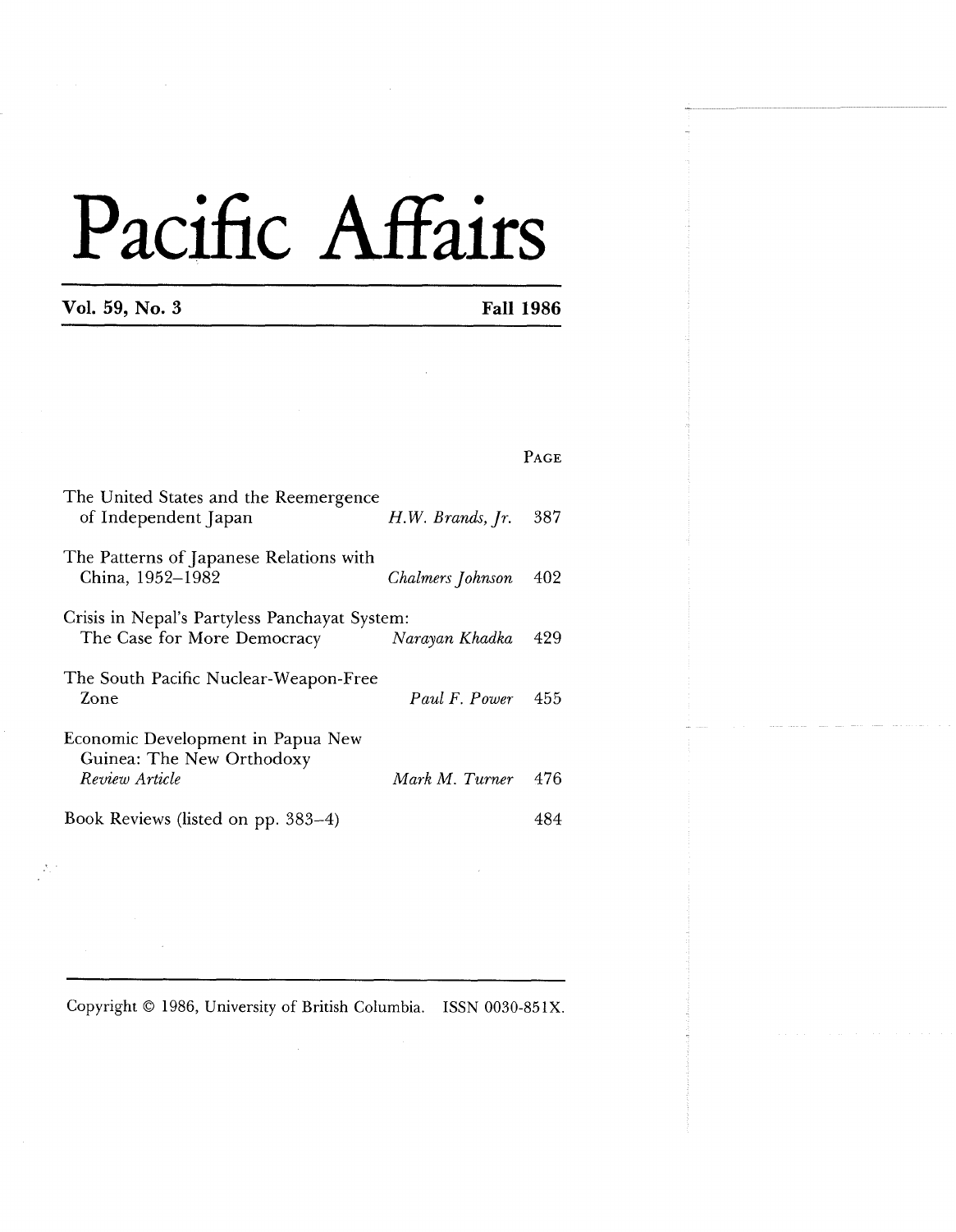# Pacific Affairs

**Vol. 59, No. 3** **Fall 1986**

| | | PAGE |
|---|---|---|
| The United States and the Reemergence of Independent Japan | *H.W. Brands, Jr.* | 387 |
| The Patterns of Japanese Relations with China, 1952–1982 | *Chalmers Johnson* | 402 |
| Crisis in Nepal's Partyless Panchayat System: The Case for More Democracy | *Narayan Khadka* | 429 |
| The South Pacific Nuclear-Weapon-Free Zone | *Paul F. Power* | 455 |
| Economic Development in Papua New Guinea: The New Orthodoxy *Review Article* | *Mark M. Turner* | 476 |
| Book Reviews (listed on pp. 383–4) | | 484 |

Copyright © 1986, University of British Columbia. ISSN 0030-851X.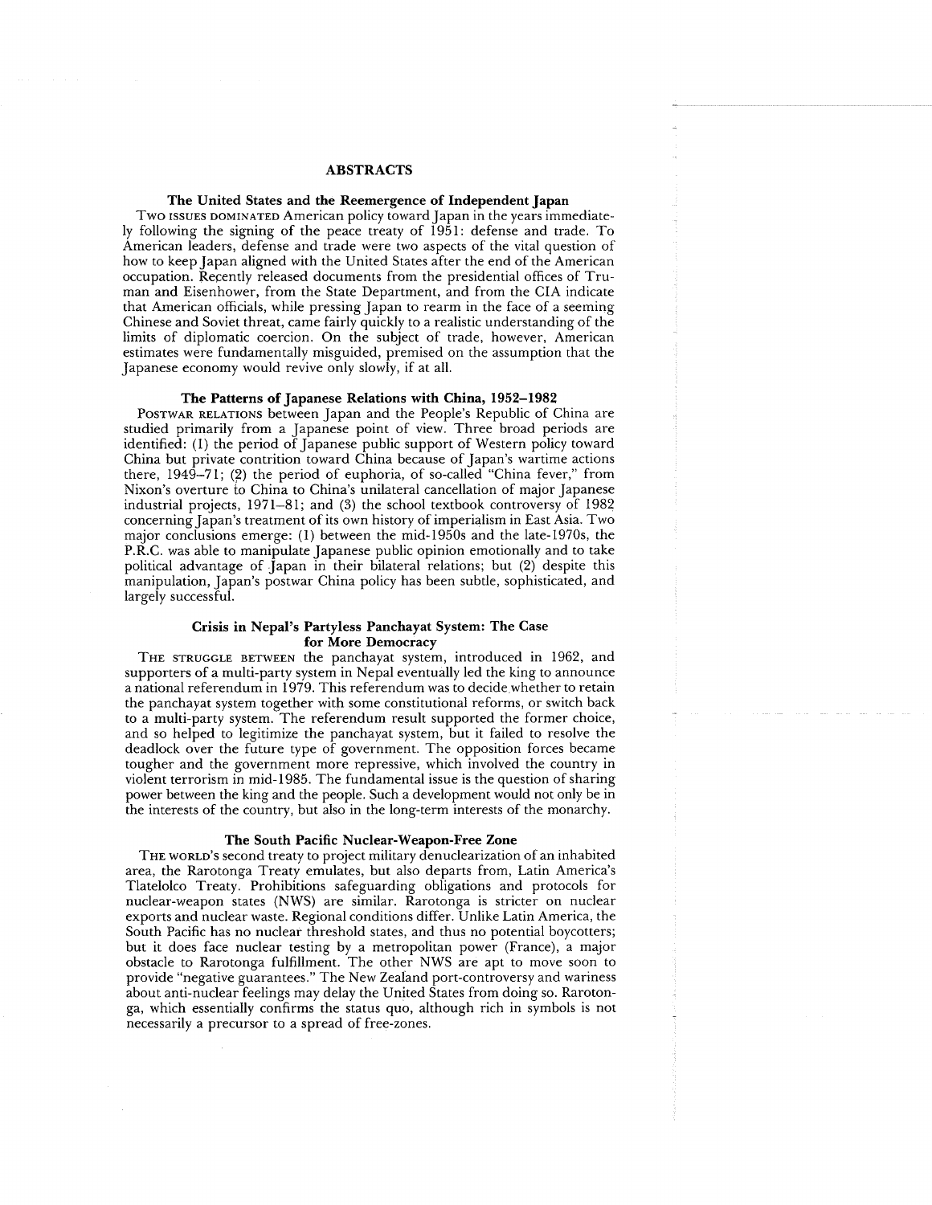# ABSTRACTS

## The United States and the Reemergence of Independent Japan

TWO ISSUES DOMINATED American policy toward Japan in the years immediately following the signing of the peace treaty of 1951: defense and trade. To American leaders, defense and trade were two aspects of the vital question of how to keep Japan aligned with the United States after the end of the American occupation. Recently released documents from the presidential offices of Truman and Eisenhower, from the State Department, and from the CIA indicate that American officials, while pressing Japan to rearm in the face of a seeming Chinese and Soviet threat, came fairly quickly to a realistic understanding of the limits of diplomatic coercion. On the subject of trade, however, American estimates were fundamentally misguided, premised on the assumption that the Japanese economy would revive only slowly, if at all.

## The Patterns of Japanese Relations with China, 1952–1982

POSTWAR RELATIONS between Japan and the People's Republic of China are studied primarily from a Japanese point of view. Three broad periods are identified: (1) the period of Japanese public support of Western policy toward China but private contrition toward China because of Japan's wartime actions there, 1949–71; (2) the period of euphoria, of so-called "China fever," from Nixon's overture to China to China's unilateral cancellation of major Japanese industrial projects, 1971–81; and (3) the school textbook controversy of 1982 concerning Japan's treatment of its own history of imperialism in East Asia. Two major conclusions emerge: (1) between the mid-1950s and the late-1970s, the P.R.C. was able to manipulate Japanese public opinion emotionally and to take political advantage of Japan in their bilateral relations; but (2) despite this manipulation, Japan's postwar China policy has been subtle, sophisticated, and largely successful.

## Crisis in Nepal's Partyless Panchayat System: The Case for More Democracy

THE STRUGGLE BETWEEN the panchayat system, introduced in 1962, and supporters of a multi-party system in Nepal eventually led the king to announce a national referendum in 1979. This referendum was to decide whether to retain the panchayat system together with some constitutional reforms, or switch back to a multi-party system. The referendum result supported the former choice, and so helped to legitimize the panchayat system, but it failed to resolve the deadlock over the future type of government. The opposition forces became tougher and the government more repressive, which involved the country in violent terrorism in mid-1985. The fundamental issue is the question of sharing power between the king and the people. Such a development would not only be in the interests of the country, but also in the long-term interests of the monarchy.

## The South Pacific Nuclear-Weapon-Free Zone

THE WORLD'S second treaty to project military denuclearization of an inhabited area, the Rarotonga Treaty emulates, but also departs from, Latin America's Tlatelolco Treaty. Prohibitions safeguarding obligations and protocols for nuclear-weapon states (NWS) are similar. Rarotonga is stricter on nuclear exports and nuclear waste. Regional conditions differ. Unlike Latin America, the South Pacific has no nuclear threshold states, and thus no potential boycotters; but it does face nuclear testing by a metropolitan power (France), a major obstacle to Rarotonga fulfillment. The other NWS are apt to move soon to provide "negative guarantees." The New Zealand port-controversy and wariness about anti-nuclear feelings may delay the United States from doing so. Rarotonga, which essentially confirms the status quo, although rich in symbols is not necessarily a precursor to a spread of free-zones.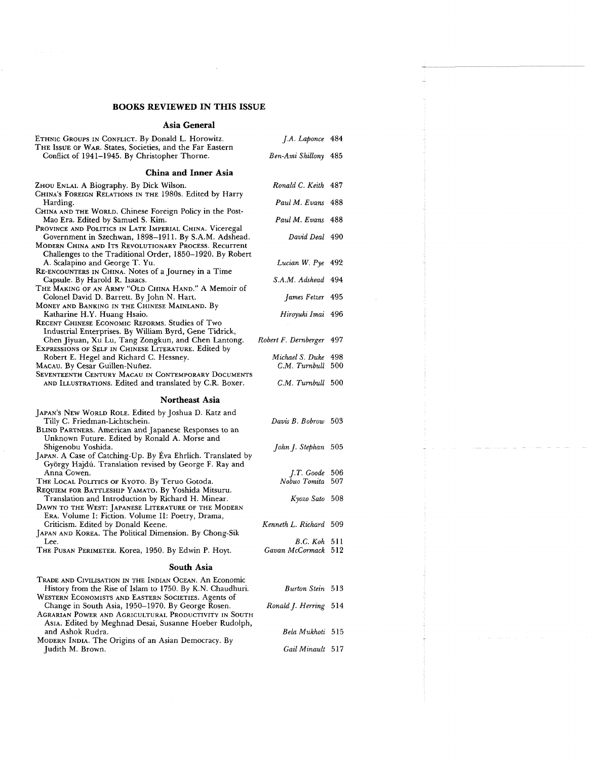## BOOKS REVIEWED IN THIS ISSUE

### Asia General

| Book | Reviewer | Page |
|---|---|---|
| ETHNIC GROUPS IN CONFLICT. By Donald L. Horowitz. | *J.A. Laponce* | 484 |
| THE ISSUE OF WAR. States, Societies, and the Far Eastern Conflict of 1941–1945. By Christopher Thorne. | *Ben-Ami Shillony* | 485 |

### China and Inner Asia

| Book | Reviewer | Page |
|---|---|---|
| ZHOU ENLAI. A Biography. By Dick Wilson. | *Ronald C. Keith* | 487 |
| CHINA'S FOREIGN RELATIONS IN THE 1980s. Edited by Harry Harding. | *Paul M. Evans* | 488 |
| CHINA AND THE WORLD. Chinese Foreign Policy in the Post-Mao Era. Edited by Samuel S. Kim. | *Paul M. Evans* | 488 |
| PROVINCE AND POLITICS IN LATE IMPERIAL CHINA. Viceregal Government in Szechwan, 1898–1911. By S.A.M. Adshead. | *David Deal* | 490 |
| MODERN CHINA AND ITS REVOLUTIONARY PROCESS. Recurrent Challenges to the Traditional Order, 1850–1920. By Robert A. Scalapino and George T. Yu. | *Lucian W. Pye* | 492 |
| RE-ENCOUNTERS IN CHINA. Notes of a Journey in a Time Capsule. By Harold R. Isaacs. | *S.A.M. Adshead* | 494 |
| THE MAKING OF AN ARMY "OLD CHINA HAND." A Memoir of Colonel David D. Barrett. By John N. Hart. | *James Fetzer* | 495 |
| MONEY AND BANKING IN THE CHINESE MAINLAND. By Katharine H.Y. Huang Hsaio. | *Hiroyuki Imai* | 496 |
| RECENT CHINESE ECONOMIC REFORMS. Studies of Two Industrial Enterprises. By William Byrd, Gene Tidrick, Chen Jiyuan, Xu Lu, Tang Zongkun, and Chen Lantong. | *Robert F. Dernberger* | 497 |
| EXPRESSIONS OF SELF IN CHINESE LITERATURE. Edited by Robert E. Hegel and Richard C. Hessney. | *Michael S. Duke* | 498 |
| MACAU. By Cesar Guillen-Nuñez. | *C.M. Turnbull* | 500 |
| SEVENTEENTH CENTURY MACAU IN CONTEMPORARY DOCUMENTS AND ILLUSTRATIONS. Edited and translated by C.R. Boxer. | *C.M. Turnbull* | 500 |

### Northeast Asia

| Book | Reviewer | Page |
|---|---|---|
| JAPAN'S NEW WORLD ROLE. Edited by Joshua D. Katz and Tilly C. Friedman-Lichtschein. | *Davis B. Bobrow* | 503 |
| BLIND PARTNERS. American and Japanese Responses to an Unknown Future. Edited by Ronald A. Morse and Shigenobu Yoshida. | *John J. Stephan* | 505 |
| JAPAN. A Case of Catching-Up. By Éva Ehrlich. Translated by György Hajdú. Translation revised by George F. Ray and Anna Cowen. | *J.T. Goode* | 506 |
| THE LOCAL POLITICS OF KYOTO. By Teruo Gotoda. | *Nobuo Tomita* | 507 |
| REQUIEM FOR BATTLESHIP YAMATO. By Yoshida Mitsuru. Translation and Introduction by Richard H. Minear. | *Kyozo Sato* | 508 |
| DAWN TO THE WEST: JAPANESE LITERATURE OF THE MODERN ERA. Volume I: Fiction. Volume II: Poetry, Drama, Criticism. Edited by Donald Keene. | *Kenneth L. Richard* | 509 |
| JAPAN AND KOREA. The Political Dimension. By Chong-Sik Lee. | *B.C. Koh* | 511 |
| THE PUSAN PERIMETER. Korea, 1950. By Edwin P. Hoyt. | *Gavan McCormack* | 512 |

### South Asia

| Book | Reviewer | Page |
|---|---|---|
| TRADE AND CIVILISATION IN THE INDIAN OCEAN. An Economic History from the Rise of Islam to 1750. By K.N. Chaudhuri. | *Burton Stein* | 513 |
| WESTERN ECONOMISTS AND EASTERN SOCIETIES. Agents of Change in South Asia, 1950–1970. By George Rosen. | *Ronald J. Herring* | 514 |
| AGRARIAN POWER AND AGRICULTURAL PRODUCTIVITY IN SOUTH ASIA. Edited by Meghnad Desai, Susanne Hoeber Rudolph, and Ashok Rudra. | *Bela Mukhoti* | 515 |
| MODERN INDIA. The Origins of an Asian Democracy. By Judith M. Brown. | *Gail Minault* | 517 |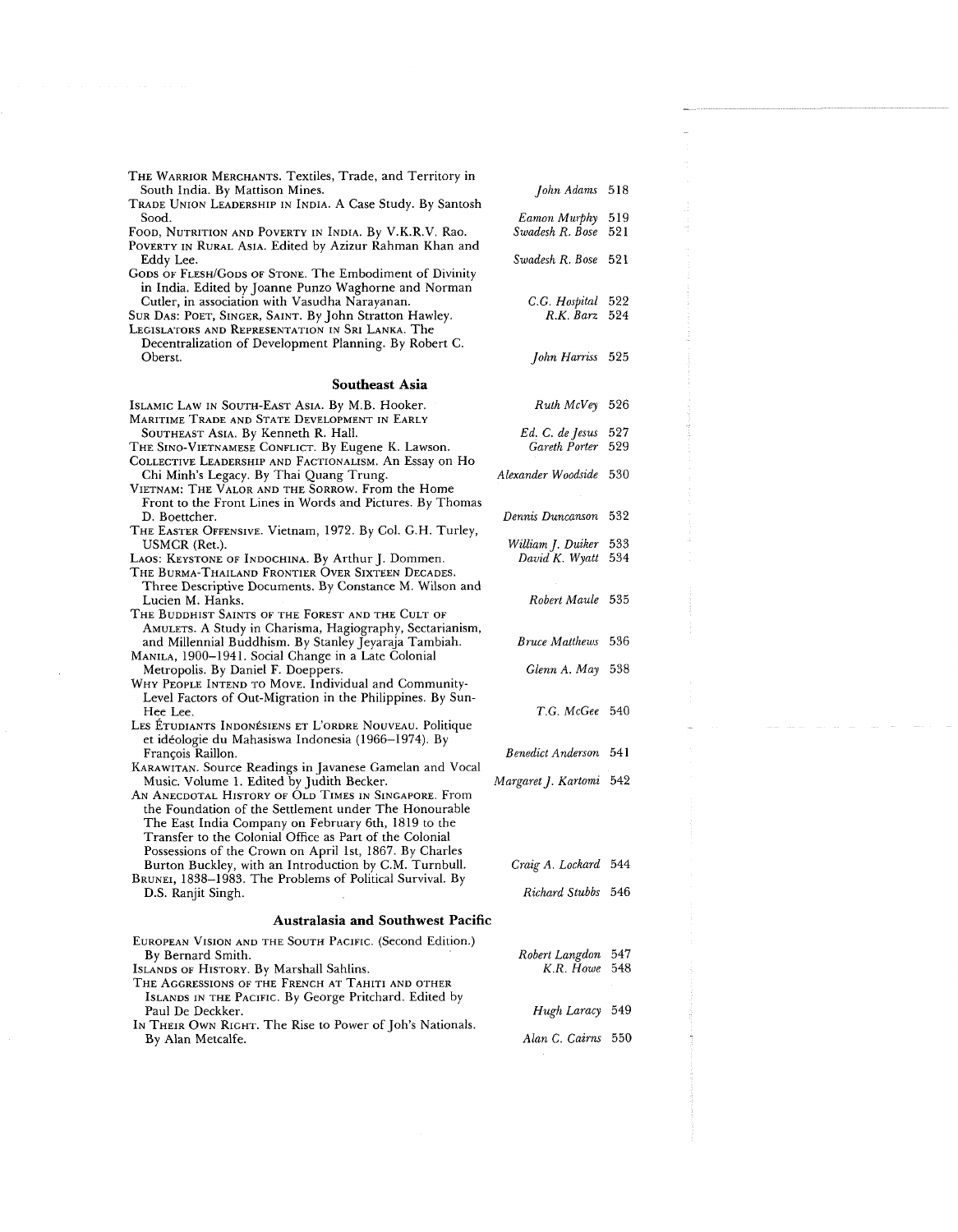THE WARRIOR MERCHANTS. Textiles, Trade, and Territory in South India. By Mattison Mines. — *John Adams* 518

TRADE UNION LEADERSHIP IN INDIA. A Case Study. By Santosh Sood. — *Eamon Murphy* 519

FOOD, NUTRITION AND POVERTY IN INDIA. By V.K.R.V. Rao. — *Swadesh R. Bose* 521

POVERTY IN RURAL ASIA. Edited by Azizur Rahman Khan and Eddy Lee. — *Swadesh R. Bose* 521

GODS OF FLESH/GODS OF STONE. The Embodiment of Divinity in India. Edited by Joanne Punzo Waghorne and Norman Cutler, in association with Vasudha Narayanan. — *C.G. Hospital* 522

SUR DAS: POET, SINGER, SAINT. By John Stratton Hawley. — *R.K. Barz* 524

LEGISLATORS AND REPRESENTATION IN SRI LANKA. The Decentralization of Development Planning. By Robert C. Oberst. — *John Harriss* 525

## Southeast Asia

ISLAMIC LAW IN SOUTH-EAST ASIA. By M.B. Hooker. — *Ruth McVey* 526

MARITIME TRADE AND STATE DEVELOPMENT IN EARLY SOUTHEAST ASIA. By Kenneth R. Hall. — *Ed. C. de Jesus* 527

THE SINO-VIETNAMESE CONFLICT. By Eugene K. Lawson. — *Gareth Porter* 529

COLLECTIVE LEADERSHIP AND FACTIONALISM. An Essay on Ho Chi Minh's Legacy. By Thai Quang Trung. — *Alexander Woodside* 530

VIETNAM: THE VALOR AND THE SORROW. From the Home Front to the Front Lines in Words and Pictures. By Thomas D. Boettcher. — *Dennis Duncanson* 532

THE EASTER OFFENSIVE. Vietnam, 1972. By Col. G.H. Turley, USMCR (Ret.). — *William J. Duiker* 533

LAOS: KEYSTONE OF INDOCHINA. By Arthur J. Dommen. — *David K. Wyatt* 534

THE BURMA-THAILAND FRONTIER OVER SIXTEEN DECADES. Three Descriptive Documents. By Constance M. Wilson and Lucien M. Hanks. — *Robert Maule* 535

THE BUDDHIST SAINTS OF THE FOREST AND THE CULT OF AMULETS. A Study in Charisma, Hagiography, Sectarianism, and Millennial Buddhism. By Stanley Jeyaraja Tambiah. — *Bruce Matthews* 536

MANILA, 1900–1941. Social Change in a Late Colonial Metropolis. By Daniel F. Doeppers. — *Glenn A. May* 538

WHY PEOPLE INTEND TO MOVE. Individual and Community-Level Factors of Out-Migration in the Philippines. By Sun-Hee Lee. — *T.G. McGee* 540

LES ÉTUDIANTS INDONÉSIENS ET L'ORDRE NOUVEAU. Politique et idéologie du Mahasiswa Indonesia (1966–1974). By François Raillon. — *Benedict Anderson* 541

KARAWITAN. Source Readings in Javanese Gamelan and Vocal Music. Volume 1. Edited by Judith Becker. — *Margaret J. Kartomi* 542

AN ANECDOTAL HISTORY OF OLD TIMES IN SINGAPORE. From the Foundation of the Settlement under The Honourable The East India Company on February 6th, 1819 to the Transfer to the Colonial Office as Part of the Colonial Possessions of the Crown on April 1st, 1867. By Charles Burton Buckley, with an Introduction by C.M. Turnbull. — *Craig A. Lockard* 544

BRUNEI, 1838–1983. The Problems of Political Survival. By D.S. Ranjit Singh. — *Richard Stubbs* 546

## Australasia and Southwest Pacific

EUROPEAN VISION AND THE SOUTH PACIFIC. (Second Edition.) By Bernard Smith. — *Robert Langdon* 547

ISLANDS OF HISTORY. By Marshall Sahlins. — *K.R. Howe* 548

THE AGGRESSIONS OF THE FRENCH AT TAHITI AND OTHER ISLANDS IN THE PACIFIC. By George Pritchard. Edited by Paul De Deckker. — *Hugh Laracy* 549

IN THEIR OWN RIGHT. The Rise to Power of Joh's Nationals. By Alan Metcalfe. — *Alan C. Cairns* 550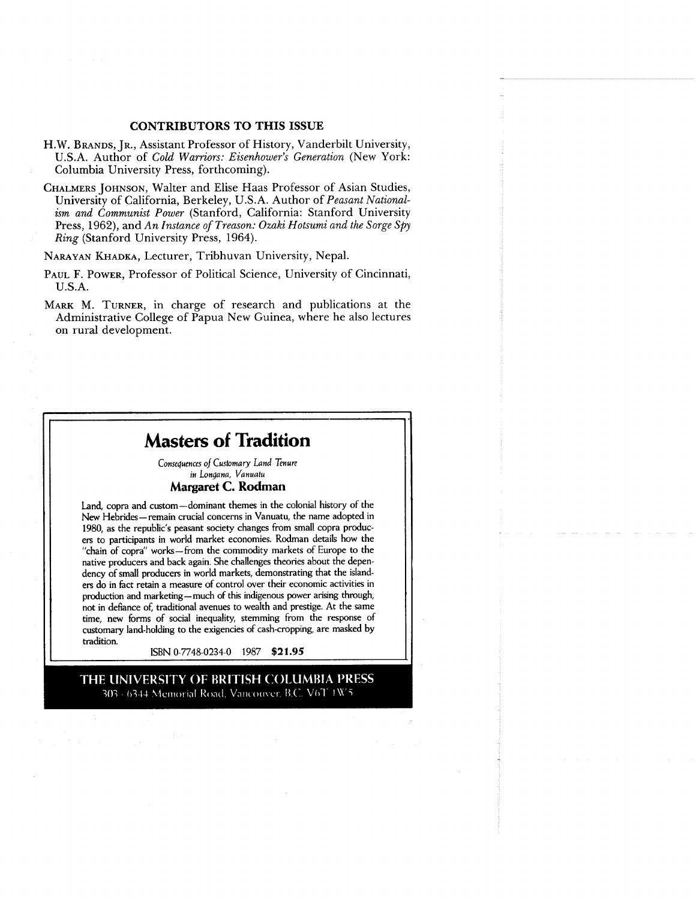## CONTRIBUTORS TO THIS ISSUE

H.W. Brands, Jr., Assistant Professor of History, Vanderbilt University, U.S.A. Author of *Cold Warriors: Eisenhower's Generation* (New York: Columbia University Press, forthcoming).

Chalmers Johnson, Walter and Elise Haas Professor of Asian Studies, University of California, Berkeley, U.S.A. Author of *Peasant Nationalism and Communist Power* (Stanford, California: Stanford University Press, 1962), and *An Instance of Treason: Ozaki Hotsumi and the Sorge Spy Ring* (Stanford University Press, 1964).

Narayan Khadka, Lecturer, Tribhuvan University, Nepal.

Paul F. Power, Professor of Political Science, University of Cincinnati, U.S.A.

Mark M. Turner, in charge of research and publications at the Administrative College of Papua New Guinea, where he also lectures on rural development.

# Masters of Tradition

*Consequences of Customary Land Tenure in Longana, Vanuatu*

**Margaret C. Rodman**

Land, copra and custom—dominant themes in the colonial history of the New Hebrides—remain crucial concerns in Vanuatu, the name adopted in 1980, as the republic's peasant society changes from small copra producers to participants in world market economies. Rodman details how the "chain of copra" works—from the commodity markets of Europe to the native producers and back again. She challenges theories about the dependency of small producers in world markets, demonstrating that the islanders do in fact retain a measure of control over their economic activities in production and marketing—much of this indigenous power arising through, not in defiance of, traditional avenues to wealth and prestige. At the same time, new forms of social inequality, stemming from the response of customary land-holding to the exigencies of cash-cropping, are masked by tradition.

ISBN 0-7748-0234-0 1987 **$21.95**

**THE UNIVERSITY OF BRITISH COLUMBIA PRESS**

303 - 6344 Memorial Road, Vancouver, B.C. V6T 1W5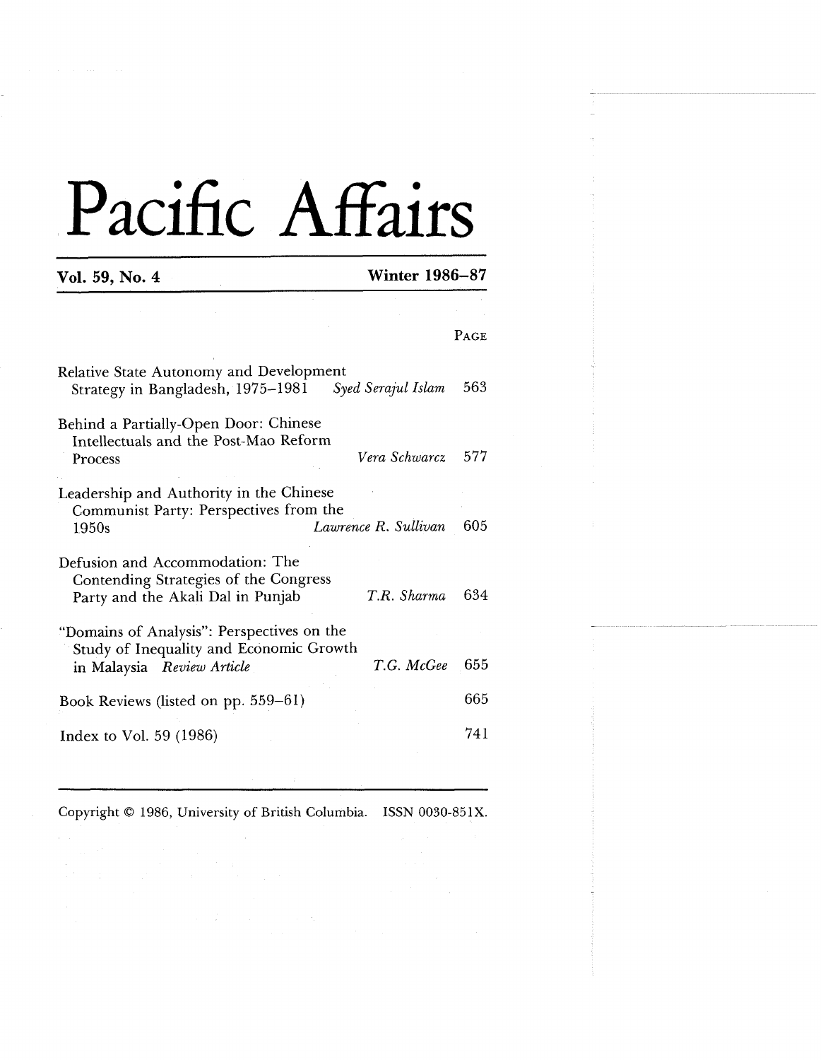# Pacific Affairs

**Vol. 59, No. 4** **Winter 1986–87**

| | | PAGE |
|---|---|---|
| Relative State Autonomy and Development Strategy in Bangladesh, 1975–1981 | *Syed Serajul Islam* | 563 |
| Behind a Partially-Open Door: Chinese Intellectuals and the Post-Mao Reform Process | *Vera Schwarcz* | 577 |
| Leadership and Authority in the Chinese Communist Party: Perspectives from the 1950s | *Lawrence R. Sullivan* | 605 |
| Defusion and Accommodation: The Contending Strategies of the Congress Party and the Akali Dal in Punjab | *T.R. Sharma* | 634 |
| "Domains of Analysis": Perspectives on the Study of Inequality and Economic Growth in Malaysia *Review Article* | *T.G. McGee* | 655 |
| Book Reviews (listed on pp. 559–61) | | 665 |
| Index to Vol. 59 (1986) | | 741 |

Copyright © 1986, University of British Columbia. ISSN 0030-851X.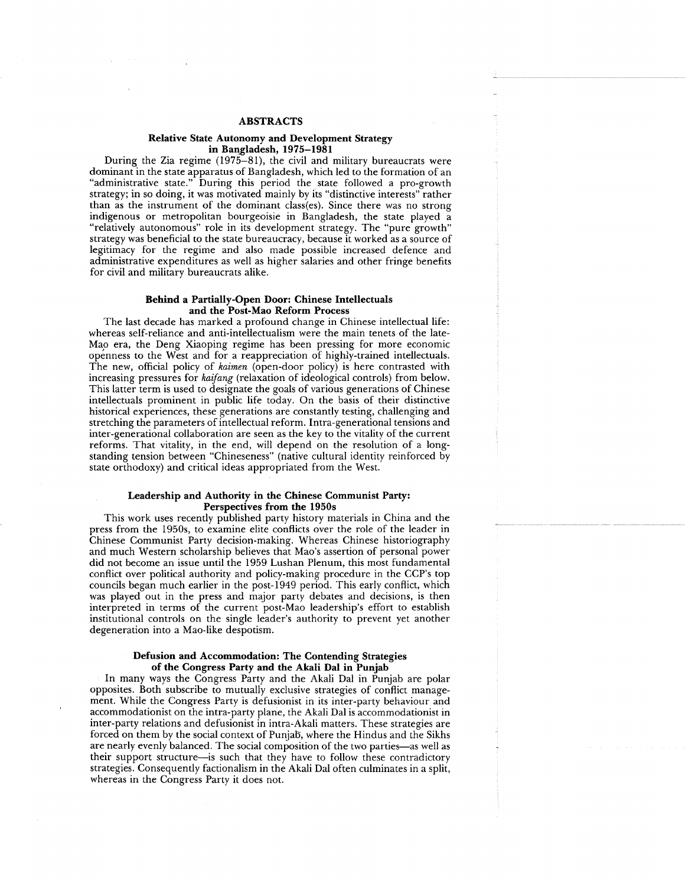# ABSTRACTS

## Relative State Autonomy and Development Strategy in Bangladesh, 1975–1981

During the Zia regime (1975–81), the civil and military bureaucrats were dominant in the state apparatus of Bangladesh, which led to the formation of an "administrative state." During this period the state followed a pro-growth strategy; in so doing, it was motivated mainly by its "distinctive interests" rather than as the instrument of the dominant class(es). Since there was no strong indigenous or metropolitan bourgeoisie in Bangladesh, the state played a "relatively autonomous" role in its development strategy. The "pure growth" strategy was beneficial to the state bureaucracy, because it worked as a source of legitimacy for the regime and also made possible increased defence and administrative expenditures as well as higher salaries and other fringe benefits for civil and military bureaucrats alike.

## Behind a Partially-Open Door: Chinese Intellectuals and the Post-Mao Reform Process

The last decade has marked a profound change in Chinese intellectual life: whereas self-reliance and anti-intellectualism were the main tenets of the late-Mao era, the Deng Xiaoping regime has been pressing for more economic openness to the West and for a reappreciation of highly-trained intellectuals. The new, official policy of *kaimen* (open-door policy) is here contrasted with increasing pressures for *kaifang* (relaxation of ideological controls) from below. This latter term is used to designate the goals of various generations of Chinese intellectuals prominent in public life today. On the basis of their distinctive historical experiences, these generations are constantly testing, challenging and stretching the parameters of intellectual reform. Intra-generational tensions and inter-generational collaboration are seen as the key to the vitality of the current reforms. That vitality, in the end, will depend on the resolution of a long-standing tension between "Chineseness" (native cultural identity reinforced by state orthodoxy) and critical ideas appropriated from the West.

## Leadership and Authority in the Chinese Communist Party: Perspectives from the 1950s

This work uses recently published party history materials in China and the press from the 1950s, to examine elite conflicts over the role of the leader in Chinese Communist Party decision-making. Whereas Chinese historiography and much Western scholarship believes that Mao's assertion of personal power did not become an issue until the 1959 Lushan Plenum, this most fundamental conflict over political authority and policy-making procedure in the CCP's top councils began much earlier in the post-1949 period. This early conflict, which was played out in the press and major party debates and decisions, is then interpreted in terms of the current post-Mao leadership's effort to establish institutional controls on the single leader's authority to prevent yet another degeneration into a Mao-like despotism.

## Defusion and Accommodation: The Contending Strategies of the Congress Party and the Akali Dal in Punjab

In many ways the Congress Party and the Akali Dal in Punjab are polar opposites. Both subscribe to mutually exclusive strategies of conflict management. While the Congress Party is defusionist in its inter-party behaviour and accommodationist on the intra-party plane, the Akali Dal is accommodationist in inter-party relations and defusionist in intra-Akali matters. These strategies are forced on them by the social context of Punjab, where the Hindus and the Sikhs are nearly evenly balanced. The social composition of the two parties—as well as their support structure—is such that they have to follow these contradictory strategies. Consequently factionalism in the Akali Dal often culminates in a split, whereas in the Congress Party it does not.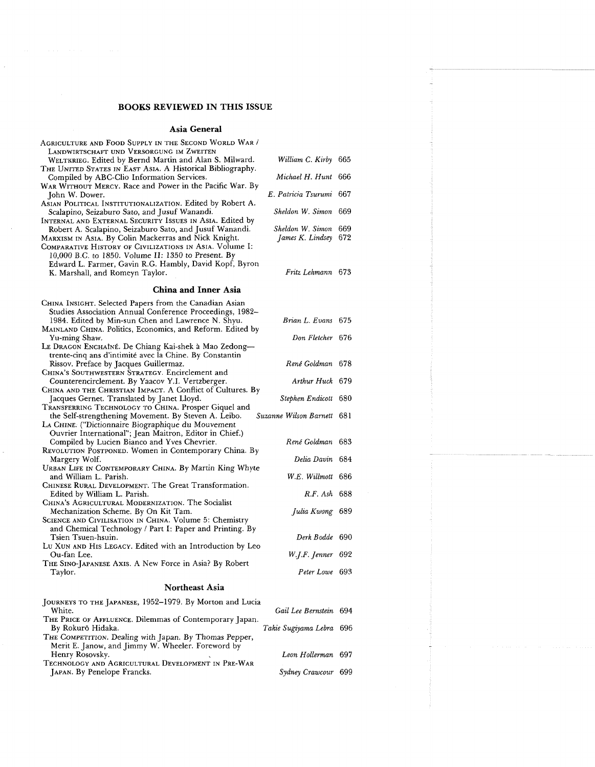## BOOKS REVIEWED IN THIS ISSUE

### Asia General

| | | |
|---|---|---|
| AGRICULTURE AND FOOD SUPPLY IN THE SECOND WORLD WAR / LANDWIRTSCHAFT UND VERSORGUNG IM ZWEITEN WELTKRIEG. Edited by Bernd Martin and Alan S. Milward. | *William C. Kirby* | 665 |
| THE UNITED STATES IN EAST ASIA. A Historical Bibliography. Compiled by ABC-Clio Information Services. | *Michael H. Hunt* | 666 |
| WAR WITHOUT MERCY. Race and Power in the Pacific War. By John W. Dower. | *E. Patricia Tsurumi* | 667 |
| ASIAN POLITICAL INSTITUTIONALIZATION. Edited by Robert A. Scalapino, Seizaburo Sato, and Jusuf Wanandi. | *Sheldon W. Simon* | 669 |
| INTERNAL AND EXTERNAL SECURITY ISSUES IN ASIA. Edited by Robert A. Scalapino, Seizaburo Sato, and Jusuf Wanandi. | *Sheldon W. Simon* | 669 |
| MARXISM IN ASIA. By Colin Mackerras and Nick Knight. | *James K. Lindsey* | 672 |
| COMPARATIVE HISTORY OF CIVILIZATIONS IN ASIA. Volume I: 10,000 B.C. to 1850. Volume II: 1350 to Present. By Edward L. Farmer, Gavin R.G. Hambly, David Kopf, Byron K. Marshall, and Romeyn Taylor. | *Fritz Lehmann* | 673 |

### China and Inner Asia

| | | |
|---|---|---|
| CHINA INSIGHT. Selected Papers from the Canadian Asian Studies Association Annual Conference Proceedings, 1982–1984. Edited by Min-sun Chen and Lawrence N. Shyu. | *Brian L. Evans* | 675 |
| MAINLAND CHINA. Politics, Economics, and Reform. Edited by Yu-ming Shaw. | *Don Fletcher* | 676 |
| LE DRAGON ENCHAÎNÉ. De Chiang Kai-shek à Mao Zedong—trente-cinq ans d'intimité avec la Chine. By Constantin Rissov. Preface by Jacques Guillermaz. | *René Goldman* | 678 |
| CHINA'S SOUTHWESTERN STRATEGY. Encirclement and Counterencirclement. By Yaacov Y.I. Vertzberger. | *Arthur Huck* | 679 |
| CHINA AND THE CHRISTIAN IMPACT. A Conflict of Cultures. By Jacques Gernet. Translated by Janet Lloyd. | *Stephen Endicott* | 680 |
| TRANSFERRING TECHNOLOGY TO CHINA. Prosper Giquel and the Self-strengthening Movement. By Steven A. Leibo. | *Suzanne Wilson Barnett* | 681 |
| LA CHINE. ("Dictionnaire Biographique du Mouvement Ouvrier International"; Jean Maitron, Editor in Chief.) Compiled by Lucien Bianco and Yves Chevrier. | *René Goldman* | 683 |
| REVOLUTION POSTPONED. Women in Contemporary China. By Margery Wolf. | *Delia Davin* | 684 |
| URBAN LIFE IN CONTEMPORARY CHINA. By Martin King Whyte and William L. Parish. | *W.E. Willmott* | 686 |
| CHINESE RURAL DEVELOPMENT. The Great Transformation. Edited by William L. Parish. | *R.F. Ash* | 688 |
| CHINA'S AGRICULTURAL MODERNIZATION. The Socialist Mechanization Scheme. By On Kit Tam. | *Julia Kwong* | 689 |
| SCIENCE AND CIVILISATION IN CHINA. Volume 5: Chemistry and Chemical Technology / Part I: Paper and Printing. By Tsien Tsuen-hsuin. | *Derk Bodde* | 690 |
| LU XUN AND HIS LEGACY. Edited with an Introduction by Leo Ou-fan Lee. | *W.J.F. Jenner* | 692 |
| THE SINO-JAPANESE AXIS. A New Force in Asia? By Robert Taylor. | *Peter Lowe* | 693 |

### Northeast Asia

| | | |
|---|---|---|
| JOURNEYS TO THE JAPANESE, 1952–1979. By Morton and Lucia White. | *Gail Lee Bernstein* | 694 |
| THE PRICE OF AFFLUENCE. Dilemmas of Contemporary Japan. By Rokurō Hidaka. | *Takie Sugiyama Lebra* | 696 |
| THE COMPETITION. Dealing with Japan. By Thomas Pepper, Merit E. Janow, and Jimmy W. Wheeler. Foreword by Henry Rosovsky. | *Leon Hollerman* | 697 |
| TECHNOLOGY AND AGRICULTURAL DEVELOPMENT IN PRE-WAR JAPAN. By Penelope Francks. | *Sydney Crawcour* | 699 |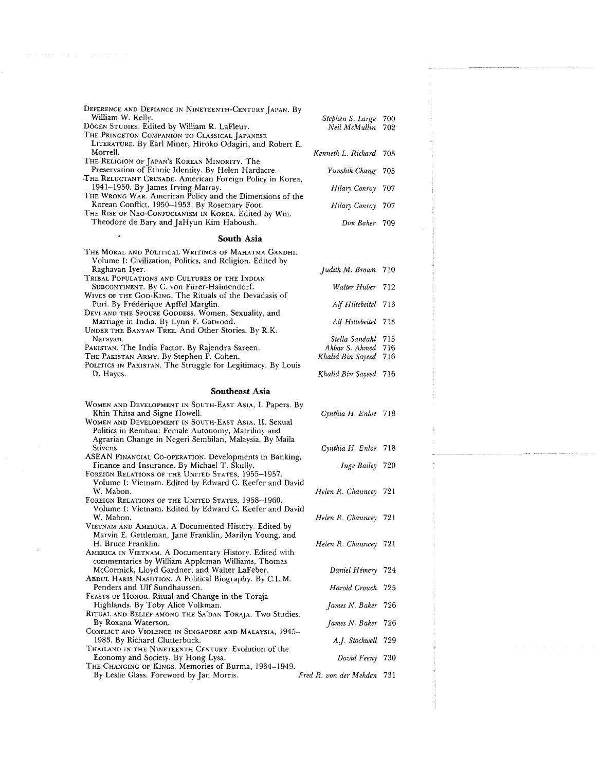DEFERENCE AND DEFIANCE IN NINETEENTH-CENTURY JAPAN. By William W. Kelly. — *Stephen S. Large* 700

DŌGEN STUDIES. Edited by William R. LaFleur. — *Neil McMullin* 702

THE PRINCETON COMPANION TO CLASSICAL JAPANESE LITERATURE. By Earl Miner, Hiroko Odagiri, and Robert E. Morrell. — *Kenneth L. Richard* 703

THE RELIGION OF JAPAN'S KOREAN MINORITY. The Preservation of Ethnic Identity. By Helen Hardacre. — *Yunshik Chang* 705

THE RELUCTANT CRUSADE. American Foreign Policy in Korea, 1941–1950. By James Irving Matray. — *Hilary Conroy* 707

THE WRONG WAR. American Policy and the Dimensions of the Korean Conflict, 1950–1953. By Rosemary Foot. — *Hilary Conroy* 707

THE RISE OF NEO-CONFUCIANISM IN KOREA. Edited by Wm. Theodore de Bary and JaHyun Kim Haboush. — *Don Baker* 709

## South Asia

THE MORAL AND POLITICAL WRITINGS OF MAHATMA GANDHI. Volume I: Civilization, Politics, and Religion. Edited by Raghavan Iyer. — *Judith M. Brown* 710

TRIBAL POPULATIONS AND CULTURES OF THE INDIAN SUBCONTINENT. By C. von Fürer-Haimendorf. — *Walter Huber* 712

WIVES OF THE GOD-KING. The Rituals of the Devadasis of Puri. By Frédérique Apffel Marglin. — *Alf Hiltebeitel* 713

DEVI AND THE SPOUSE GODDESS. Women, Sexuality, and Marriage in India. By Lynn F. Gatwood. — *Alf Hiltebeitel* 713

UNDER THE BANYAN TREE. And Other Stories. By R.K. Narayan. — *Stella Sandahl* 715

PAKISTAN. The India Factor. By Rajendra Sareen. — *Akbar S. Ahmed* 716

THE PAKISTAN ARMY. By Stephen P. Cohen. — *Khalid Bin Sayeed* 716

POLITICS IN PAKISTAN. The Struggle for Legitimacy. By Louis D. Hayes. — *Khalid Bin Sayeed* 716

## Southeast Asia

WOMEN AND DEVELOPMENT IN SOUTH-EAST ASIA, I. Papers. By Khin Thitsa and Signe Howell. — *Cynthia H. Enloe* 718

WOMEN AND DEVELOPMENT IN SOUTH-EAST ASIA, II. Sexual Politics in Rembau: Female Autonomy, Matriliny and Agrarian Change in Negeri Sembilan, Malaysia. By Maila Stivens. — *Cynthia H. Enloe* 718

ASEAN FINANCIAL CO-OPERATION. Developments in Banking, Finance and Insurance. By Michael T. Skully. — *Inge Bailey* 720

FOREIGN RELATIONS OF THE UNITED STATES, 1955–1957. Volume I: Vietnam. Edited by Edward C. Keefer and David W. Mabon. — *Helen R. Chauncey* 721

FOREIGN RELATIONS OF THE UNITED STATES, 1958–1960. Volume I: Vietnam. Edited by Edward C. Keefer and David W. Mabon. — *Helen R. Chauncey* 721

VIETNAM AND AMERICA. A Documented History. Edited by Marvin E. Gettleman, Jane Franklin, Marilyn Young, and H. Bruce Franklin. — *Helen R. Chauncey* 721

AMERICA IN VIETNAM. A Documentary History. Edited with commentaries by William Appleman Williams, Thomas McCormick, Lloyd Gardner, and Walter LaFeber. — *Daniel Hémery* 724

ABDUL HARIS NASUTION. A Political Biography. By C.L.M. Penders and Ulf Sundhaussen. — *Harold Crouch* 725

FEASTS OF HONOR. Ritual and Change in the Toraja Highlands. By Toby Alice Volkman. — *James N. Baker* 726

RITUAL AND BELIEF AMONG THE SA'DAN TORAJA. Two Studies. By Roxana Waterson. — *James N. Baker* 726

CONFLICT AND VIOLENCE IN SINGAPORE AND MALAYSIA, 1945–1983. By Richard Clutterbuck. — *A.J. Stockwell* 729

THAILAND IN THE NINETEENTH CENTURY. Evolution of the Economy and Society. By Hong Lysa. — *David Feeny* 730

THE CHANGING OF KINGS. Memories of Burma, 1934–1949. By Leslie Glass. Foreword by Jan Morris. — *Fred R. von der Mehden* 731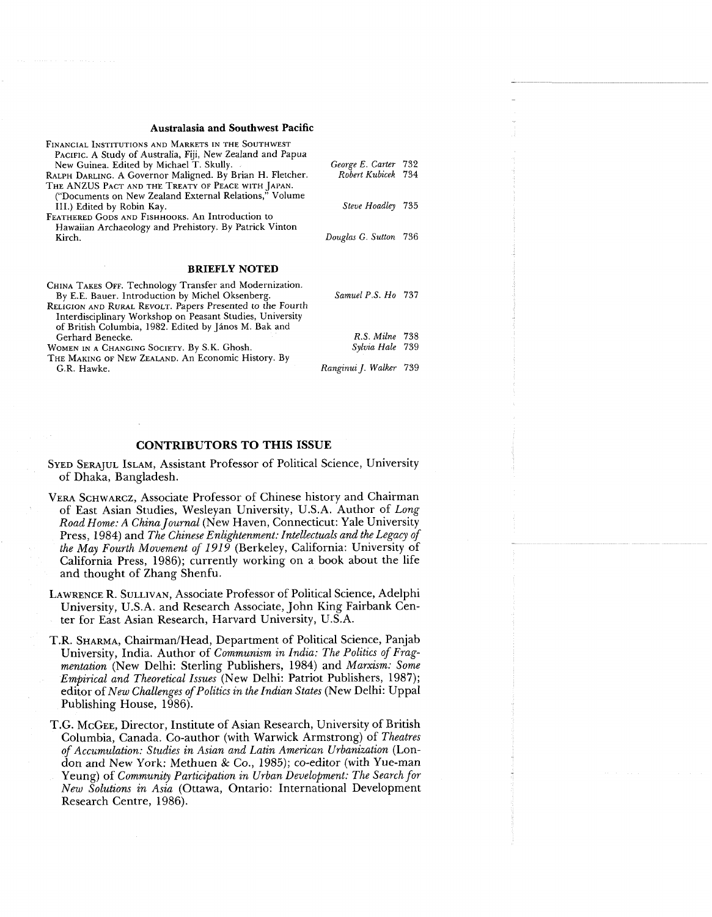### Australasia and Southwest Pacific

FINANCIAL INSTITUTIONS AND MARKETS IN THE SOUTHWEST PACIFIC. A Study of Australia, Fiji, New Zealand and Papua New Guinea. Edited by Michael T. Skully. — *George E. Carter* 732

RALPH DARLING. A Governor Maligned. By Brian H. Fletcher. — *Robert Kubicek* 734

THE ANZUS PACT AND THE TREATY OF PEACE WITH JAPAN. ("Documents on New Zealand External Relations," Volume III.) Edited by Robin Kay. — *Steve Hoadley* 735

FEATHERED GODS AND FISHHOOKS. An Introduction to Hawaiian Archaeology and Prehistory. By Patrick Vinton Kirch. — *Douglas G. Sutton* 736

### BRIEFLY NOTED

CHINA TAKES OFF. Technology Transfer and Modernization. By E.E. Bauer. Introduction by Michel Oksenberg. — *Samuel P.S. Ho* 737

RELIGION AND RURAL REVOLT. Papers Presented to the Fourth Interdisciplinary Workshop on Peasant Studies, University of British Columbia, 1982. Edited by János M. Bak and Gerhard Benecke. — *R.S. Milne* 738

WOMEN IN A CHANGING SOCIETY. By S.K. Ghosh. — *Sylvia Hale* 739

THE MAKING OF NEW ZEALAND. An Economic History. By G.R. Hawke. — *Ranginui J. Walker* 739

## CONTRIBUTORS TO THIS ISSUE

SYED SERAJUL ISLAM, Assistant Professor of Political Science, University of Dhaka, Bangladesh.

VERA SCHWARCZ, Associate Professor of Chinese history and Chairman of East Asian Studies, Wesleyan University, U.S.A. Author of *Long Road Home: A China Journal* (New Haven, Connecticut: Yale University Press, 1984) and *The Chinese Enlightenment: Intellectuals and the Legacy of the May Fourth Movement of 1919* (Berkeley, California: University of California Press, 1986); currently working on a book about the life and thought of Zhang Shenfu.

LAWRENCE R. SULLIVAN, Associate Professor of Political Science, Adelphi University, U.S.A. and Research Associate, John King Fairbank Center for East Asian Research, Harvard University, U.S.A.

T.R. SHARMA, Chairman/Head, Department of Political Science, Panjab University, India. Author of *Communism in India: The Politics of Fragmentation* (New Delhi: Sterling Publishers, 1984) and *Marxism: Some Empirical and Theoretical Issues* (New Delhi: Patriot Publishers, 1987); editor of *New Challenges of Politics in the Indian States* (New Delhi: Uppal Publishing House, 1986).

T.G. MCGEE, Director, Institute of Asian Research, University of British Columbia, Canada. Co-author (with Warwick Armstrong) of *Theatres of Accumulation: Studies in Asian and Latin American Urbanization* (London and New York: Methuen & Co., 1985); co-editor (with Yue-man Yeung) of *Community Participation in Urban Development: The Search for New Solutions in Asia* (Ottawa, Ontario: International Development Research Centre, 1986).